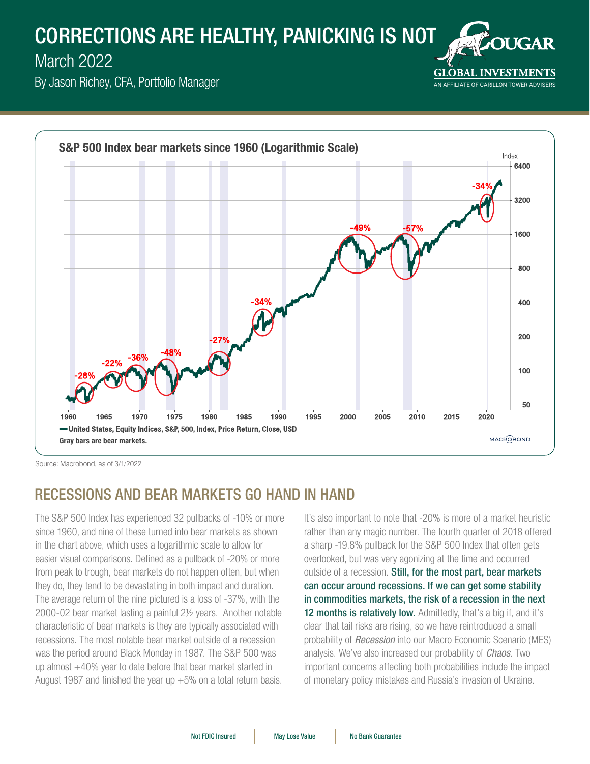# CORRECTIONS ARE HEALTHY, PANICKING IS NOT

March 2022

By Jason Richey, CFA, Portfolio Manager

**S&P 500 Index bear markets since 1960 (Logarithmic Scale)**

United States, Equity Indices, S&P, 500, Index, Price Return, Close, USD

Gray bars are bear markets.

Source: Macrobond, as of 3/1/2022

## RECESSIONS AND BEAR MARKETS GO HAND IN HAND

The S&P 500 Index has experienced 32 pullbacks of -10% or more since 1960, and nine of these turned into bear markets as shown in the chart above, which uses a logarithmic scale to allow for easier visual comparisons. Defined as a pullback of -20% or more from peak to trough, bear markets do not happen often, but when they do, they tend to be devastating in both impact and duration. The average return of the nine pictured is a loss of -37%, with the 2000-02 bear market lasting a painful 2½ years. Another notable characteristic of bear markets is they are typically associated with recessions. The most notable bear market outside of a recession was the period around Black Monday in 1987. The S&P 500 was up almost +40% year to date before that bear market started in August 1987 and finished the year up +5% on a total return basis.

It's also important to note that -20% is more of a market heuristic rather than any magic number. The fourth quarter of 2018 offered a sharp -19.8% pullback for the S&P 500 Index that often gets overlooked, but was very agonizing at the time and occurred outside of a recession. **Still, for the most part, bear markets can occur around recessions. If we can get some stability in commodities markets, the risk of a recession in the next 12 months is relatively low.** Admittedly, that's a big if, and it's clear that tail risks are rising, so we have reintroduced a small probability of *Recession* into our Macro Economic Scenario (MES) analysis. We've also increased our probability of *Chaos*. Two important concerns affecting both probabilities include the impact of monetary policy mistakes and Russia's invasion of Ukraine.

Not FDIC Insured | May Lose Value | No Bank Guarantee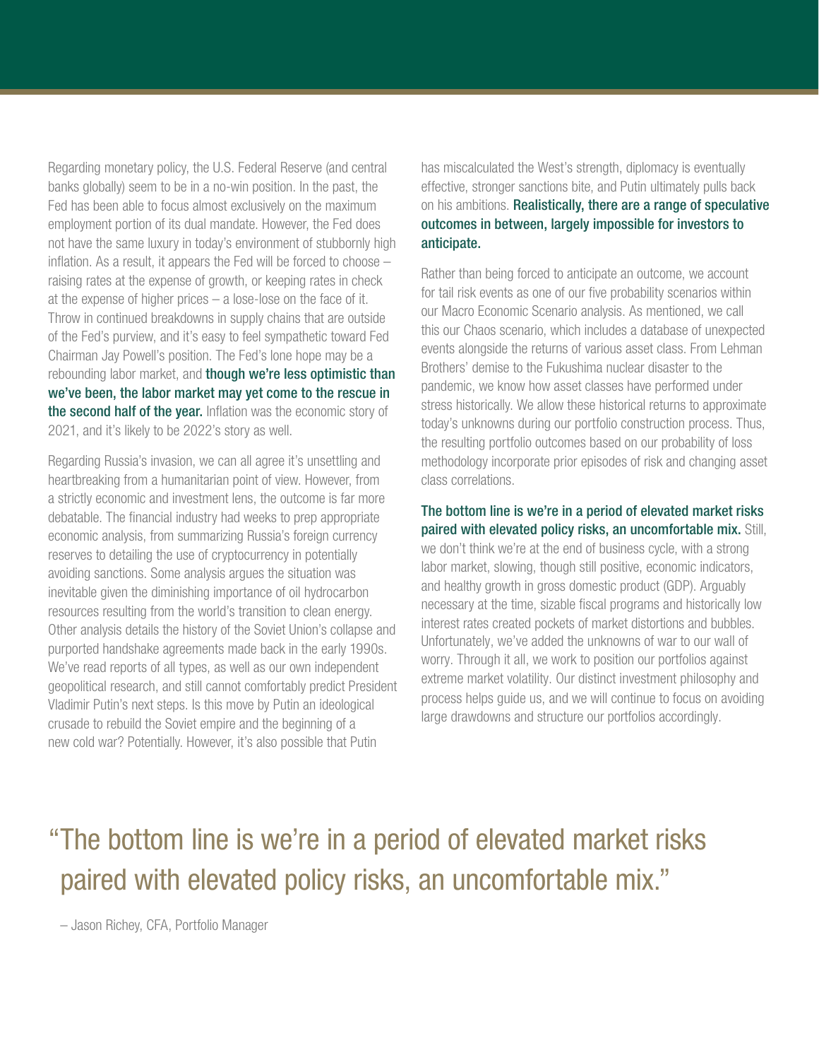Regarding monetary policy, the U.S. Federal Reserve (and central banks globally) seem to be in a no-win position. In the past, the Fed has been able to focus almost exclusively on the maximum employment portion of its dual mandate. However, the Fed does not have the same luxury in today's environment of stubbornly high inflation. As a result, it appears the Fed will be forced to choose – raising rates at the expense of growth, or keeping rates in check at the expense of higher prices – a lose-lose on the face of it. Throw in continued breakdowns in supply chains that are outside of the Fed's purview, and it's easy to feel sympathetic toward Fed Chairman Jay Powell's position. The Fed's lone hope may be a rebounding labor market, and **though we're less optimistic than we've been, the labor market may yet come to the rescue in the second half of the year.** Inflation was the economic story of 2021, and it's likely to be 2022's story as well.

Regarding Russia's invasion, we can all agree it's unsettling and heartbreaking from a humanitarian point of view. However, from a strictly economic and investment lens, the outcome is far more debatable. The financial industry had weeks to prep appropriate economic analysis, from summarizing Russia's foreign currency reserves to detailing the use of cryptocurrency in potentially avoiding sanctions. Some analysis argues the situation was inevitable given the diminishing importance of oil hydrocarbon resources resulting from the world's transition to clean energy. Other analysis details the history of the Soviet Union's collapse and purported handshake agreements made back in the early 1990s. We've read reports of all types, as well as our own independent geopolitical research, and still cannot comfortably predict President Vladimir Putin's next steps. Is this move by Putin an ideological crusade to rebuild the Soviet empire and the beginning of a new cold war? Potentially. However, it's also possible that Putin has miscalculated the West's strength, diplomacy is eventually effective, stronger sanctions bite, and Putin ultimately pulls back on his ambitions. **Realistically, there are a range of speculative outcomes in between, largely impossible for investors to anticipate.**

Rather than being forced to anticipate an outcome, we account for tail risk events as one of our five probability scenarios within our Macro Economic Scenario analysis. As mentioned, we call this our Chaos scenario, which includes a database of unexpected events alongside the returns of various asset class. From Lehman Brothers' demise to the Fukushima nuclear disaster to the pandemic, we know how asset classes have performed under stress historically. We allow these historical returns to approximate today's unknowns during our portfolio construction process. Thus, the resulting portfolio outcomes based on our probability of loss methodology incorporate prior episodes of risk and changing asset class correlations.

**The bottom line is we're in a period of elevated market risks paired with elevated policy risks, an uncomfortable mix.** Still, we don't think we're at the end of business cycle, with a strong labor market, slowing, though still positive, economic indicators, and healthy growth in gross domestic product (GDP). Arguably necessary at the time, sizable fiscal programs and historically low interest rates created pockets of market distortions and bubbles. Unfortunately, we've added the unknowns of war to our wall of worry. Through it all, we work to position our portfolios against extreme market volatility. Our distinct investment philosophy and process helps guide us, and we will continue to focus on avoiding large drawdowns and structure our portfolios accordingly.

> "The bottom line is we're in a period of elevated market risks paired with elevated policy risks, an uncomfortable mix."
>
> – Jason Richey, CFA, Portfolio Manager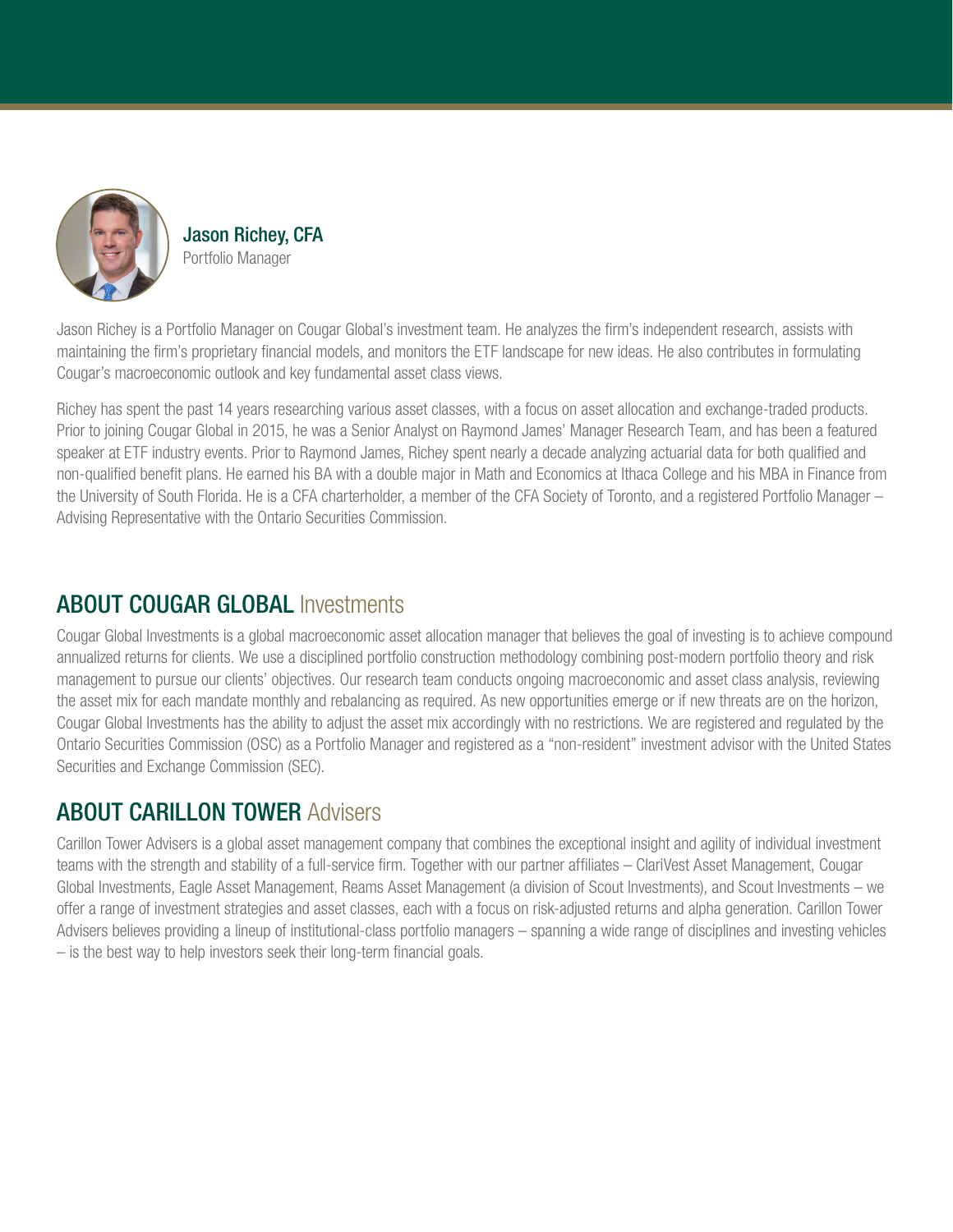**Jason Richey, CFA**
Portfolio Manager

Jason Richey is a Portfolio Manager on Cougar Global's investment team. He analyzes the firm's independent research, assists with maintaining the firm's proprietary financial models, and monitors the ETF landscape for new ideas. He also contributes in formulating Cougar's macroeconomic outlook and key fundamental asset class views.

Richey has spent the past 14 years researching various asset classes, with a focus on asset allocation and exchange-traded products. Prior to joining Cougar Global in 2015, he was a Senior Analyst on Raymond James' Manager Research Team, and has been a featured speaker at ETF industry events. Prior to Raymond James, Richey spent nearly a decade analyzing actuarial data for both qualified and non-qualified benefit plans. He earned his BA with a double major in Math and Economics at Ithaca College and his MBA in Finance from the University of South Florida. He is a CFA charterholder, a member of the CFA Society of Toronto, and a registered Portfolio Manager – Advising Representative with the Ontario Securities Commission.

## ABOUT COUGAR GLOBAL Investments

Cougar Global Investments is a global macroeconomic asset allocation manager that believes the goal of investing is to achieve compound annualized returns for clients. We use a disciplined portfolio construction methodology combining post-modern portfolio theory and risk management to pursue our clients' objectives. Our research team conducts ongoing macroeconomic and asset class analysis, reviewing the asset mix for each mandate monthly and rebalancing as required. As new opportunities emerge or if new threats are on the horizon, Cougar Global Investments has the ability to adjust the asset mix accordingly with no restrictions. We are registered and regulated by the Ontario Securities Commission (OSC) as a Portfolio Manager and registered as a "non-resident" investment advisor with the United States Securities and Exchange Commission (SEC).

## ABOUT CARILLON TOWER Advisers

Carillon Tower Advisers is a global asset management company that combines the exceptional insight and agility of individual investment teams with the strength and stability of a full-service firm. Together with our partner affiliates – ClariVest Asset Management, Cougar Global Investments, Eagle Asset Management, Reams Asset Management (a division of Scout Investments), and Scout Investments – we offer a range of investment strategies and asset classes, each with a focus on risk-adjusted returns and alpha generation. Carillon Tower Advisers believes providing a lineup of institutional-class portfolio managers – spanning a wide range of disciplines and investing vehicles – is the best way to help investors seek their long-term financial goals.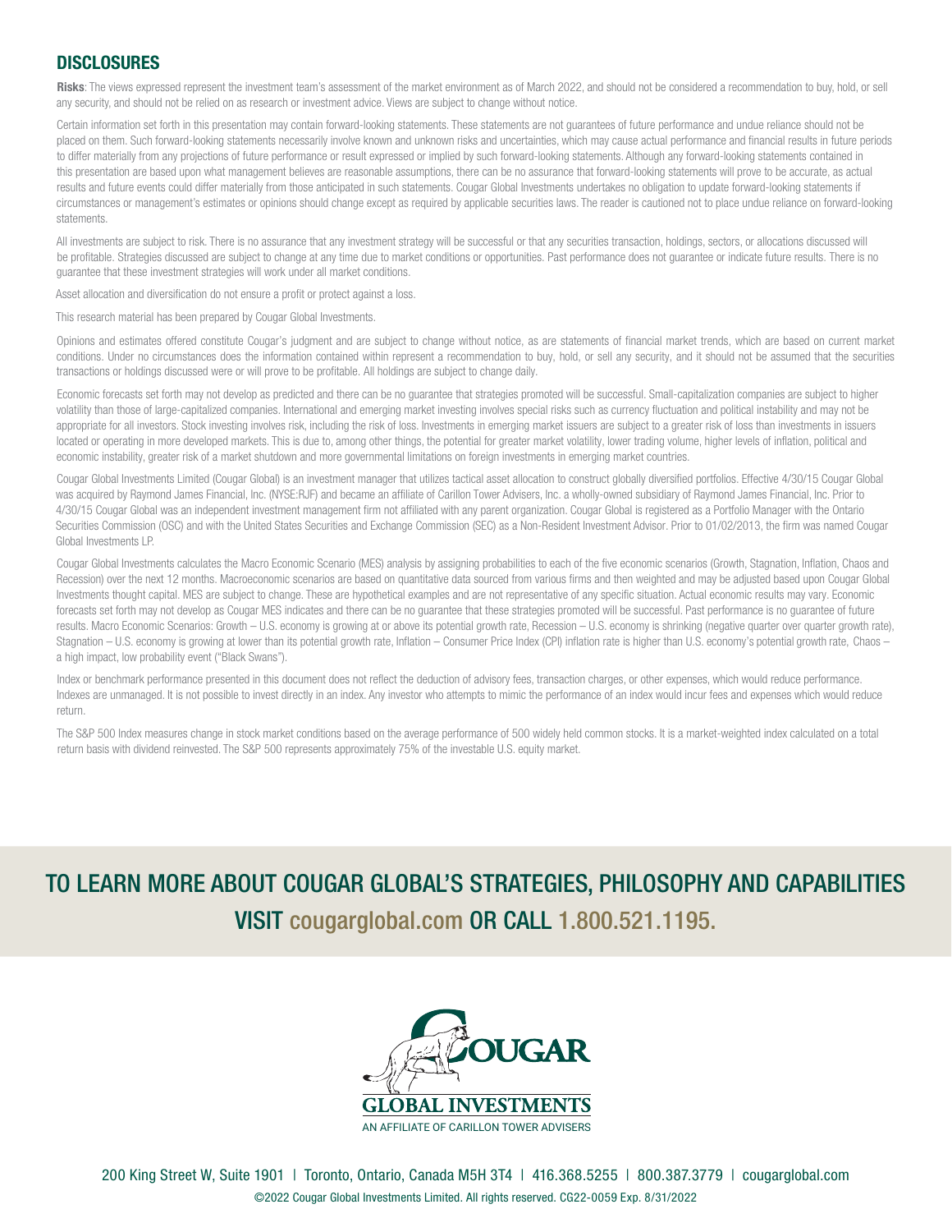## DISCLOSURES

**Risks**: The views expressed represent the investment team's assessment of the market environment as of March 2022, and should not be considered a recommendation to buy, hold, or sell any security, and should not be relied on as research or investment advice. Views are subject to change without notice.

Certain information set forth in this presentation may contain forward-looking statements. These statements are not guarantees of future performance and undue reliance should not be placed on them. Such forward-looking statements necessarily involve known and unknown risks and uncertainties, which may cause actual performance and financial results in future periods to differ materially from any projections of future performance or result expressed or implied by such forward-looking statements. Although any forward-looking statements contained in this presentation are based upon what management believes are reasonable assumptions, there can be no assurance that forward-looking statements will prove to be accurate, as actual results and future events could differ materially from those anticipated in such statements. Cougar Global Investments undertakes no obligation to update forward-looking statements if circumstances or management's estimates or opinions should change except as required by applicable securities laws. The reader is cautioned not to place undue reliance on forward-looking statements.

All investments are subject to risk. There is no assurance that any investment strategy will be successful or that any securities transaction, holdings, sectors, or allocations discussed will be profitable. Strategies discussed are subject to change at any time due to market conditions or opportunities. Past performance does not guarantee or indicate future results. There is no guarantee that these investment strategies will work under all market conditions.

Asset allocation and diversification do not ensure a profit or protect against a loss.

This research material has been prepared by Cougar Global Investments.

Opinions and estimates offered constitute Cougar's judgment and are subject to change without notice, as are statements of financial market trends, which are based on current market conditions. Under no circumstances does the information contained within represent a recommendation to buy, hold, or sell any security, and it should not be assumed that the securities transactions or holdings discussed were or will prove to be profitable. All holdings are subject to change daily.

Economic forecasts set forth may not develop as predicted and there can be no guarantee that strategies promoted will be successful. Small-capitalization companies are subject to higher volatility than those of large-capitalized companies. International and emerging market investing involves special risks such as currency fluctuation and political instability and may not be appropriate for all investors. Stock investing involves risk, including the risk of loss. Investments in emerging market issuers are subject to a greater risk of loss than investments in issuers located or operating in more developed markets. This is due to, among other things, the potential for greater market volatility, lower trading volume, higher levels of inflation, political and economic instability, greater risk of a market shutdown and more governmental limitations on foreign investments in emerging market countries.

Cougar Global Investments Limited (Cougar Global) is an investment manager that utilizes tactical asset allocation to construct globally diversified portfolios. Effective 4/30/15 Cougar Global was acquired by Raymond James Financial, Inc. (NYSE:RJF) and became an affiliate of Carillon Tower Advisers, Inc. a wholly-owned subsidiary of Raymond James Financial, Inc. Prior to 4/30/15 Cougar Global was an independent investment management firm not affiliated with any parent organization. Cougar Global is registered as a Portfolio Manager with the Ontario Securities Commission (OSC) and with the United States Securities and Exchange Commission (SEC) as a Non-Resident Investment Advisor. Prior to 01/02/2013, the firm was named Cougar Global Investments LP.

Cougar Global Investments calculates the Macro Economic Scenario (MES) analysis by assigning probabilities to each of the five economic scenarios (Growth, Stagnation, Inflation, Chaos and Recession) over the next 12 months. Macroeconomic scenarios are based on quantitative data sourced from various firms and then weighted and may be adjusted based upon Cougar Global Investments thought capital. MES are subject to change. These are hypothetical examples and are not representative of any specific situation. Actual economic results may vary. Economic forecasts set forth may not develop as Cougar MES indicates and there can be no guarantee that these strategies promoted will be successful. Past performance is no guarantee of future results. Macro Economic Scenarios: Growth – U.S. economy is growing at or above its potential growth rate, Recession – U.S. economy is shrinking (negative quarter over quarter growth rate), Stagnation – U.S. economy is growing at lower than its potential growth rate, Inflation – Consumer Price Index (CPI) inflation rate is higher than U.S. economy's potential growth rate, Chaos – a high impact, low probability event ("Black Swans").

Index or benchmark performance presented in this document does not reflect the deduction of advisory fees, transaction charges, or other expenses, which would reduce performance. Indexes are unmanaged. It is not possible to invest directly in an index. Any investor who attempts to mimic the performance of an index would incur fees and expenses which would reduce return.

The S&P 500 Index measures change in stock market conditions based on the average performance of 500 widely held common stocks. It is a market-weighted index calculated on a total return basis with dividend reinvested. The S&P 500 represents approximately 75% of the investable U.S. equity market.

## TO LEARN MORE ABOUT COUGAR GLOBAL'S STRATEGIES, PHILOSOPHY AND CAPABILITIES VISIT cougarglobal.com OR CALL 1.800.521.1195.

COUGAR GLOBAL INVESTMENTS
AN AFFILIATE OF CARILLON TOWER ADVISERS

200 King Street W, Suite 1901 | Toronto, Ontario, Canada M5H 3T4 | 416.368.5255 | 800.387.3779 | cougarglobal.com

©2022 Cougar Global Investments Limited. All rights reserved. CG22-0059 Exp. 8/31/2022